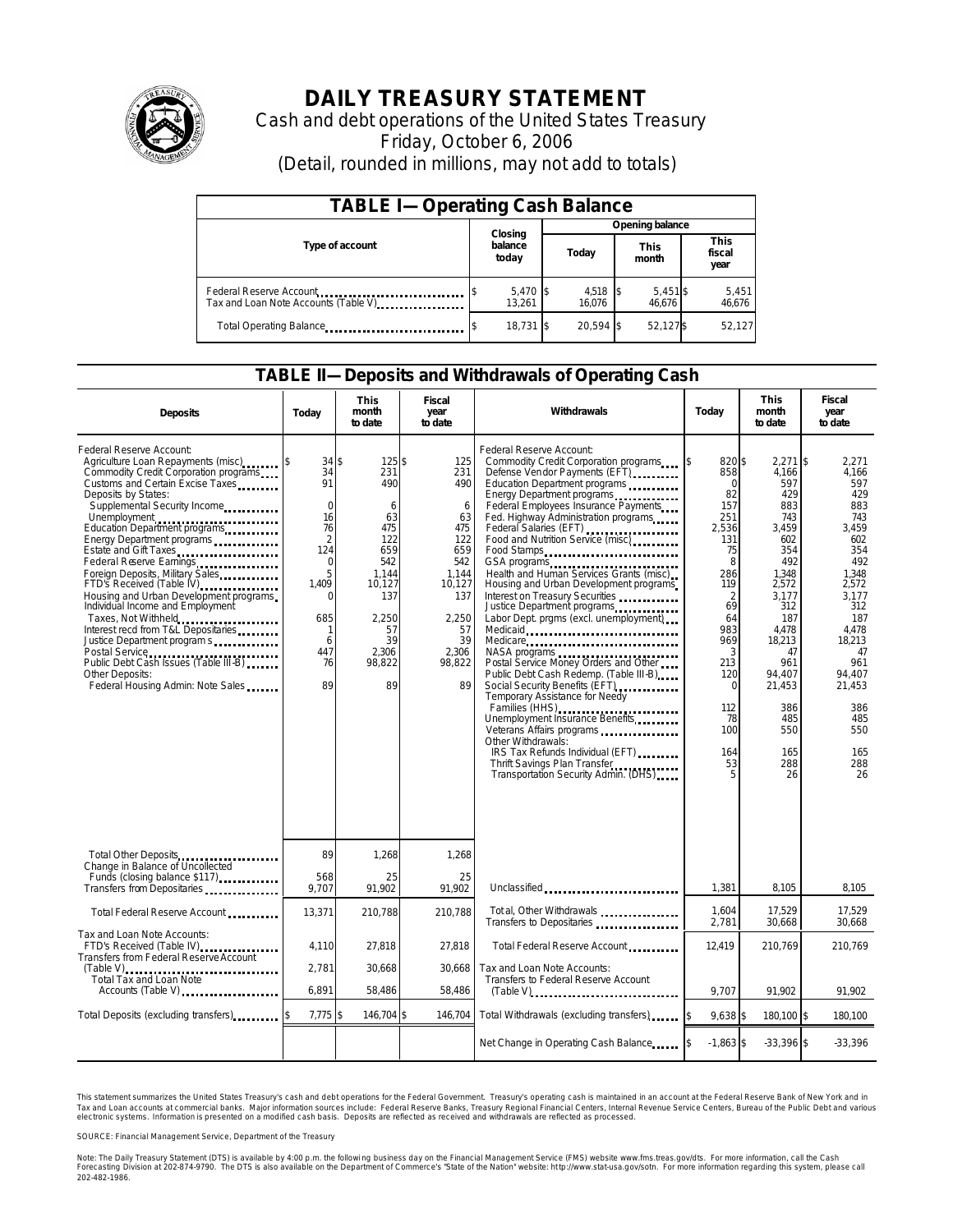# DAILY TREASURY STATEMENT

Cash and debt operations of the United States Treasury

Friday, October 6, 2006

(Detail, rounded in millions, may not add to totals)

| TABLE I—Operating Cash Balance | | | | |
|---|---|---|---|---|
| Type of account | Closing balance today | Opening balance | | |
| | | Today | This month | This fiscal year |
| Federal Reserve Account | $ 5,470 | $ 4,518 | $ 5,451 | $ 5,451 |
| Tax and Loan Note Accounts (Table V) | 13,261 | 16,076 | 46,676 | 46,676 |
| Total Operating Balance | $ 18,731 | $ 20,594 | $ 52,127 | $ 52,127 |

## TABLE II—Deposits and Withdrawals of Operating Cash

| Deposits | Today | This month to date | Fiscal year to date | Withdrawals | Today | This month to date | Fiscal year to date |
|---|---|---|---|---|---|---|---|
| Federal Reserve Account: | | | | Federal Reserve Account: | | | |
| Agriculture Loan Repayments (misc) | $ 34 | $ 125 | $ 125 | Commodity Credit Corporation programs | $ 820 | $ 2,271 | $ 2,271 |
| Commodity Credit Corporation programs | 34 | 231 | 231 | Defense Vendor Payments (EFT) | 858 | 4,166 | 4,166 |
| Customs and Certain Excise Taxes | 91 | 490 | 490 | Education Department programs | 0 | 597 | 597 |
| Deposits by States: | | | | Energy Department programs | 82 | 429 | 429 |
| Supplemental Security Income | 0 | 6 | 6 | Federal Employees Insurance Payments | 157 | 883 | 883 |
| Unemployment | 16 | 63 | 63 | Fed. Highway Administration programs | 251 | 743 | 743 |
| Education Department programs | 76 | 475 | 475 | Federal Salaries (EFT) | 2,536 | 3,459 | 3,459 |
| Energy Department programs | 2 | 122 | 122 | Food and Nutrition Service (misc) | 131 | 602 | 602 |
| Estate and Gift Taxes | 124 | 659 | 659 | Food Stamps | 75 | 354 | 354 |
| Federal Reserve Earnings | 0 | 542 | 542 | GSA programs | 8 | 492 | 492 |
| Foreign Deposits, Military Sales | 5 | 1,144 | 1,144 | Health and Human Services Grants (misc) | 286 | 1,348 | 1,348 |
| FTD's Received (Table IV) | 1,409 | 10,127 | 10,127 | Housing and Urban Development programs | 119 | 2,572 | 2,572 |
| Housing and Urban Development programs | 0 | 137 | 137 | Interest on Treasury Securities | 2 | 3,177 | 3,177 |
| Individual Income and Employment | | | | Justice Department programs | 69 | 312 | 312 |
| Taxes, Not Withheld | 685 | 2,250 | 2,250 | Labor Dept. prgms (excl. unemployment) | 64 | 187 | 187 |
| Interest recd from T&L Depositaries | 1 | 57 | 57 | Medicaid | 983 | 4,478 | 4,478 |
| Justice Department program s | 6 | 39 | 39 | Medicare | 969 | 18,213 | 18,213 |
| Postal Service | 447 | 2,306 | 2,306 | NASA programs | 3 | 47 | 47 |
| Public Debt Cash Issues (Table III-B) | 76 | 98,822 | 98,822 | Postal Service Money Orders and Other | 213 | 961 | 961 |
| Other Deposits: | | | | Public Debt Cash Redemp. (Table III-B) | 120 | 94,407 | 94,407 |
| Federal Housing Admin: Note Sales | 89 | 89 | 89 | Social Security Benefits (EFT) | 0 | 21,453 | 21,453 |
| | | | | Temporary Assistance for Needy Families (HHS) | 112 | 386 | 386 |
| | | | | Unemployment Insurance Benefits | 78 | 485 | 485 |
| | | | | Veterans Affairs programs | 100 | 550 | 550 |
| | | | | Other Withdrawals: | | | |
| | | | | IRS Tax Refunds Individual (EFT) | 164 | 165 | 165 |
| | | | | Thrift Savings Plan Transfer | 53 | 288 | 288 |
| | | | | Transportation Security Admin. (DHS) | 5 | 26 | 26 |
| Total Other Deposits | 89 | 1,268 | 1,268 | | | | |
| Change in Balance of Uncollected Funds (closing balance $117) | 568 | 25 | 25 | | | | |
| Transfers from Depositaries | 9,707 | 91,902 | 91,902 | Unclassified | 1,381 | 8,105 | 8,105 |
| Total Federal Reserve Account | 13,371 | 210,788 | 210,788 | Total, Other Withdrawals | 1,604 | 17,529 | 17,529 |
| | | | | Transfers to Depositaries | 2,781 | 30,668 | 30,668 |
| Tax and Loan Note Accounts: | | | | Total Federal Reserve Account | 12,419 | 210,769 | 210,769 |
| FTD's Received (Table IV) | 4,110 | 27,818 | 27,818 | | | | |
| Transfers from Federal Reserve Account (Table V) | 2,781 | 30,668 | 30,668 | Tax and Loan Note Accounts: | | | |
| Total Tax and Loan Note Accounts (Table V) | 6,891 | 58,486 | 58,486 | Transfers to Federal Reserve Account (Table V) | 9,707 | 91,902 | 91,902 |
| Total Deposits (excluding transfers) | $ 7,775 | $ 146,704 | $ 146,704 | Total Withdrawals (excluding transfers) | $ 9,638 | $ 180,100 | $ 180,100 |
| | | | | Net Change in Operating Cash Balance | $ -1,863 | $ -33,396 | $ -33,396 |

This statement summarizes the United States Treasury's cash and debt operations for the Federal Government. Treasury's operating cash is maintained in an account at the Federal Reserve Bank of New York and in Tax and Loan accounts at commercial banks. Major information sources include: Federal Reserve Banks, Treasury Regional Financial Centers, Internal Revenue Service Centers, Bureau of the Public Debt and various electronic systems. Information is presented on a modified cash basis. Deposits are reflected as received and withdrawals are reflected as processed.

SOURCE: Financial Management Service, Department of the Treasury

Note: The Daily Treasury Statement (DTS) is available by 4:00 p.m. the following business day on the Financial Management Service (FMS) website www.fms.treas.gov/dts. For more information, call the Cash Forecasting Division at 202-874-9790. The DTS is also available on the Department of Commerce's "State of the Nation" website: http://www.stat-usa.gov/sotn. For more information regarding this system, please call 202-482-1986.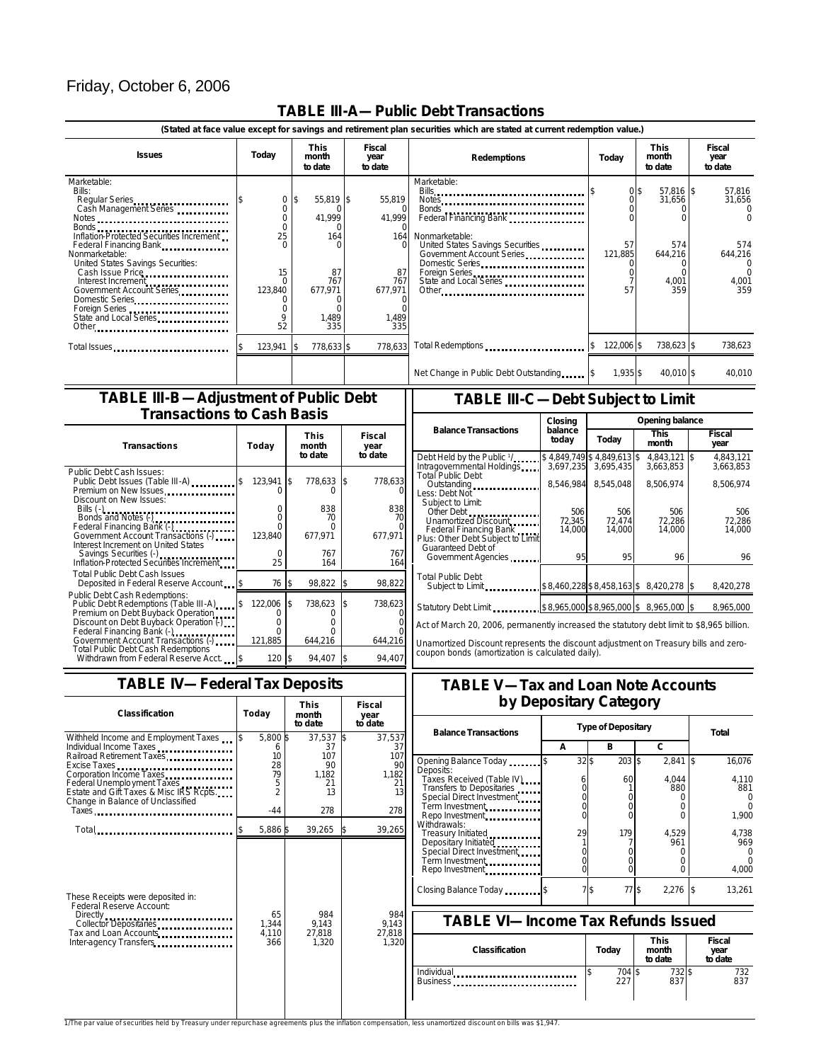Friday, October 6, 2006

## TABLE III-A — Public Debt Transactions

(Stated at face value except for savings and retirement plan securities which are stated at current redemption value.)

| Issues | Today | This month to date | Fiscal year to date | Redemptions | Today | This month to date | Fiscal year to date |
|---|---|---|---|---|---|---|---|
| Marketable: | | | | Marketable: | | | |
| Bills: | | | | Bills | $ 0 | $ 57,816 | $ 57,816 |
| Regular Series | $ 0 | $ 55,819 | $ 55,819 | Notes | 0 | 31,656 | 31,656 |
| Cash Management Series | 0 | 0 | 0 | Bonds | 0 | 0 | 0 |
| Notes | 0 | 41,999 | 41,999 | Federal Financing Bank | 0 | 0 | 0 |
| Bonds | 0 | 0 | 0 | | | | |
| Inflation-Protected Securities Increment | 25 | 164 | 164 | Nonmarketable: | | | |
| Federal Financing Bank | 0 | 0 | 0 | United States Savings Securities | 57 | 574 | 574 |
| Nonmarketable: | | | | Government Account Series | 121,885 | 644,216 | 644,216 |
| United States Savings Securities: | | | | Domestic Series | 0 | 0 | 0 |
| Cash Issue Price | 15 | 87 | 87 | Foreign Series | 0 | 0 | 0 |
| Interest Increment | 0 | 767 | 767 | State and Local Series | 7 | 4,001 | 4,001 |
| Government Account Series | 123,840 | 677,971 | 677,971 | Other | 57 | 359 | 359 |
| Domestic Series | 0 | 0 | 0 | | | | |
| Foreign Series | 0 | 0 | 0 | | | | |
| State and Local Series | 9 | 1,489 | 1,489 | | | | |
| Other | 52 | 335 | 335 | | | | |
| Total Issues | $ 123,941 | $ 778,633 | $ 778,633 | Total Redemptions | $ 122,006 | $ 738,623 | $ 738,623 |
| | | | | Net Change in Public Debt Outstanding | $ 1,935 | $ 40,010 | $ 40,010 |

## TABLE III-B — Adjustment of Public Debt Transactions to Cash Basis

| Transactions | Today | This month to date | Fiscal year to date |
|---|---|---|---|
| Public Debt Cash Issues: | | | |
| Public Debt Issues (Table III-A) | $ 123,941 | $ 778,633 | $ 778,633 |
| Premium on New Issues | 0 | 0 | 0 |
| Discount on New Issues: | | | |
| Bills (-) | 0 | 838 | 838 |
| Bonds and Notes (-) | 0 | 70 | 70 |
| Federal Financing Bank (-) | 0 | 0 | 0 |
| Government Account Transactions (-) | 123,840 | 677,971 | 677,971 |
| Interest Increment on United States Savings Securities (-) | 0 | 767 | 767 |
| Inflation-Protected Securities Increment | 25 | 164 | 164 |
| Total Public Debt Cash Issues Deposited in Federal Reserve Account | $ 76 | $ 98,822 | $ 98,822 |
| Public Debt Cash Redemptions: | | | |
| Public Debt Redemptions (Table III-A) | $ 122,006 | $ 738,623 | $ 738,623 |
| Premium on Debt Buyback Operation | 0 | 0 | 0 |
| Discount on Debt Buyback Operation (-) | 0 | 0 | 0 |
| Federal Financing Bank (-) | 0 | 0 | 0 |
| Government Account Transactions (-) | 121,885 | 644,216 | 644,216 |
| Total Public Debt Cash Redemptions Withdrawn from Federal Reserve Acct. | $ 120 | $ 94,407 | $ 94,407 |

## TABLE III-C — Debt Subject to Limit

| Balance Transactions | Closing balance today | Opening balance Today | Opening balance This month | Opening balance Fiscal year |
|---|---|---|---|---|
| Debt Held by the Public [1] | $ 4,849,749 | $ 4,849,613 | $ 4,843,121 | $ 4,843,121 |
| Intragovernmental Holdings | 3,697,235 | 3,695,435 | 3,663,853 | 3,663,853 |
| Total Public Debt Outstanding | 8,546,984 | 8,545,048 | 8,506,974 | 8,506,974 |
| Less: Debt Not Subject to Limit: | | | | |
| Other Debt | 506 | 506 | 506 | 506 |
| Unamortized Discount | 72,345 | 72,474 | 72,286 | 72,286 |
| Federal Financing Bank | 14,000 | 14,000 | 14,000 | 14,000 |
| Plus: Other Debt Subject to Limit | | | | |
| Guaranteed Debt of Government Agencies | 95 | 95 | 96 | 96 |
| Total Public Debt Subject to Limit | $ 8,460,228 | $ 8,458,163 | $ 8,420,278 | $ 8,420,278 |
| Statutory Debt Limit | $ 8,965,000 | $ 8,965,000 | $ 8,965,000 | $ 8,965,000 |

Act of March 20, 2006, permanently increased the statutory debt limit to $8,965 billion.

Unamortized Discount represents the discount adjustment on Treasury bills and zero-coupon bonds (amortization is calculated daily).

## TABLE IV — Federal Tax Deposits

| Classification | Today | This month to date | Fiscal year to date |
|---|---|---|---|
| Withheld Income and Employment Taxes | $ 5,800 | $ 37,537 | $ 37,537 |
| Individual Income Taxes | 6 | 37 | 37 |
| Railroad Retirement Taxes | 10 | 107 | 107 |
| Excise Taxes | 28 | 90 | 90 |
| Corporation Income Taxes | 79 | 1,182 | 1,182 |
| Federal Unemployment Taxes | 5 | 21 | 21 |
| Estate and Gift Taxes & Misc IRS Rcpts. | 2 | 13 | 13 |
| Change in Balance of Unclassified Taxes | -44 | 278 | 278 |
| Total | $ 5,886 | $ 39,265 | $ 39,265 |
| These Receipts were deposited in: | | | |
| Federal Reserve Account: | | | |
| Directly | 65 | 984 | 984 |
| Collector Depositaries | 1,344 | 9,143 | 9,143 |
| Tax and Loan Accounts | 4,110 | 27,818 | 27,818 |
| Inter-agency Transfers | 366 | 1,320 | 1,320 |

## TABLE V — Tax and Loan Note Accounts by Depositary Category

| Balance Transactions | Type of Depositary A | Type of Depositary B | Type of Depositary C | Total |
|---|---|---|---|---|
| Opening Balance Today | $ 32 | $ 203 | $ 2,841 | $ 16,076 |
| Deposits: | | | | |
| Taxes Received (Table IV) | 6 | 60 | 4,044 | 4,110 |
| Transfers to Depositaries | 0 | 1 | 880 | 881 |
| Special Direct Investment | 0 | 0 | 0 | 0 |
| Term Investment | 0 | 0 | 0 | 0 |
| Repo Investment | 0 | 0 | 0 | 1,900 |
| Withdrawals: | | | | |
| Treasury Initiated | 29 | 179 | 4,529 | 4,738 |
| Depositary Initiated | 1 | 7 | 961 | 969 |
| Special Direct Investment | 0 | 0 | 0 | 0 |
| Term Investment | 0 | 0 | 0 | 0 |
| Repo Investment | 0 | 0 | 0 | 4,000 |
| Closing Balance Today | $ 7 | $ 77 | $ 2,276 | $ 13,261 |

## TABLE VI — Income Tax Refunds Issued

| Classification | Today | This month to date | Fiscal year to date |
|---|---|---|---|
| Individual | $ 704 | $ 732 | $ 732 |
| Business | 227 | 837 | 837 |

1/The par value of securities held by Treasury under repurchase agreements plus the inflation compensation, less unamortized discount on bills was $1,947.